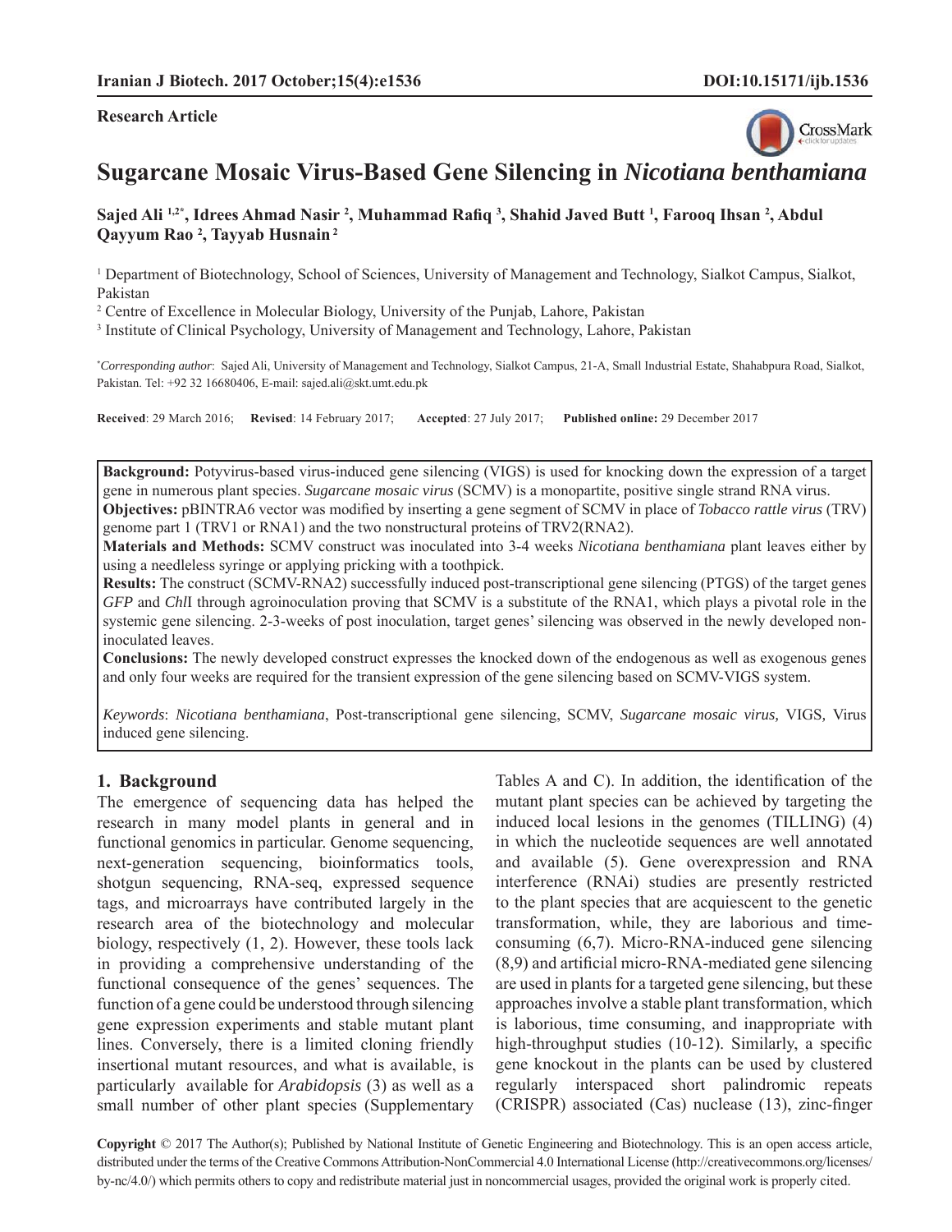**Research Article**

# Sugarcane Mosaic Virus-Based Gene Silencing in *Nicotiana benthamiana*

**Sajed Ali [1,2*], Idrees Ahmad Nasir [2], Muhammad Rafiq [3], Shahid Javed Butt [1], Farooq Ihsan [2], Abdul Qayyum Rao [2], Tayyab Husnain [2]**

[1] Department of Biotechnology, School of Sciences, University of Management and Technology, Sialkot Campus, Sialkot, Pakistan

[2] Centre of Excellence in Molecular Biology, University of the Punjab, Lahore, Pakistan

[3] Institute of Clinical Psychology, University of Management and Technology, Lahore, Pakistan

[*] *Corresponding author*: Sajed Ali, University of Management and Technology, Sialkot Campus, 21-A, Small Industrial Estate, Shahabpura Road, Sialkot, Pakistan. Tel: +92 32 16680406, E-mail: sajed.ali@skt.umt.edu.pk

**Received**: 29 March 2016; **Revised**: 14 February 2017; **Accepted**: 27 July 2017; **Published online:** 29 December 2017

**Background:** Potyvirus-based virus-induced gene silencing (VIGS) is used for knocking down the expression of a target gene in numerous plant species. *Sugarcane mosaic virus* (SCMV) is a monopartite, positive single strand RNA virus.

**Objectives:** pBINTRA6 vector was modified by inserting a gene segment of SCMV in place of *Tobacco rattle virus* (TRV) genome part 1 (TRV1 or RNA1) and the two nonstructural proteins of TRV2(RNA2).

**Materials and Methods:** SCMV construct was inoculated into 3-4 weeks *Nicotiana benthamiana* plant leaves either by using a needleless syringe or applying pricking with a toothpick.

**Results:** The construct (SCMV-RNA2) successfully induced post-transcriptional gene silencing (PTGS) of the target genes *GFP* and *ChlI* through agroinoculation proving that SCMV is a substitute of the RNA1, which plays a pivotal role in the systemic gene silencing. 2-3-weeks of post inoculation, target genes' silencing was observed in the newly developed non-inoculated leaves.

**Conclusions:** The newly developed construct expresses the knocked down of the endogenous as well as exogenous genes and only four weeks are required for the transient expression of the gene silencing based on SCMV-VIGS system.

*Keywords*: *Nicotiana benthamiana*, Post-transcriptional gene silencing, SCMV, *Sugarcane mosaic virus,* VIGS, Virus induced gene silencing.

## 1. Background

The emergence of sequencing data has helped the research in many model plants in general and in functional genomics in particular. Genome sequencing, next-generation sequencing, bioinformatics tools, shotgun sequencing, RNA-seq, expressed sequence tags, and microarrays have contributed largely in the research area of the biotechnology and molecular biology, respectively (1, 2). However, these tools lack in providing a comprehensive understanding of the functional consequence of the genes' sequences. The function of a gene could be understood through silencing gene expression experiments and stable mutant plant lines. Conversely, there is a limited cloning friendly insertional mutant resources, and what is available, is particularly available for *Arabidopsis* (3) as well as a small number of other plant species (Supplementary Tables A and C). In addition, the identification of the mutant plant species can be achieved by targeting the induced local lesions in the genomes (TILLING) (4) in which the nucleotide sequences are well annotated and available (5). Gene overexpression and RNA interference (RNAi) studies are presently restricted to the plant species that are acquiescent to the genetic transformation, while, they are laborious and time-consuming (6,7). Micro-RNA-induced gene silencing (8,9) and artificial micro-RNA-mediated gene silencing are used in plants for a targeted gene silencing, but these approaches involve a stable plant transformation, which is laborious, time consuming, and inappropriate with high-throughput studies (10-12). Similarly, a specific gene knockout in the plants can be used by clustered regularly interspaced short palindromic repeats (CRISPR) associated (Cas) nuclease (13), zinc-finger

**Copyright** © 2017 The Author(s); Published by National Institute of Genetic Engineering and Biotechnology. This is an open access article, distributed under the terms of the Creative Commons Attribution-NonCommercial 4.0 International License (http://creativecommons.org/licenses/by-nc/4.0/) which permits others to copy and redistribute material just in noncommercial usages, provided the original work is properly cited.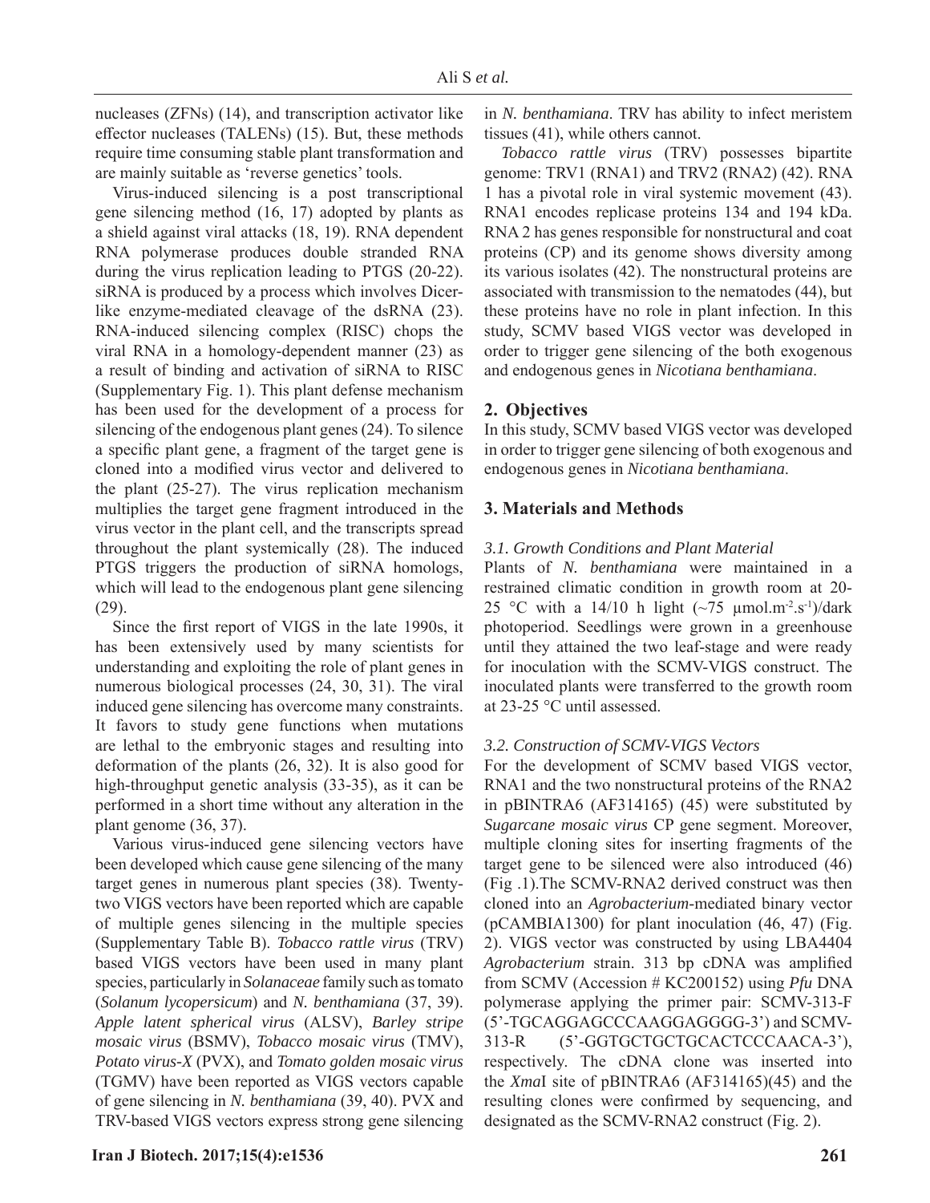nucleases (ZFNs) (14), and transcription activator like effector nucleases (TALENs) (15). But, these methods require time consuming stable plant transformation and are mainly suitable as 'reverse genetics' tools.

Virus-induced silencing is a post transcriptional gene silencing method (16, 17) adopted by plants as a shield against viral attacks (18, 19). RNA dependent RNA polymerase produces double stranded RNA during the virus replication leading to PTGS (20-22). siRNA is produced by a process which involves Dicer-like enzyme-mediated cleavage of the dsRNA (23). RNA-induced silencing complex (RISC) chops the viral RNA in a homology-dependent manner (23) as a result of binding and activation of siRNA to RISC (Supplementary Fig. 1). This plant defense mechanism has been used for the development of a process for silencing of the endogenous plant genes (24). To silence a specific plant gene, a fragment of the target gene is cloned into a modified virus vector and delivered to the plant (25-27). The virus replication mechanism multiplies the target gene fragment introduced in the virus vector in the plant cell, and the transcripts spread throughout the plant systemically (28). The induced PTGS triggers the production of siRNA homologs, which will lead to the endogenous plant gene silencing (29).

Since the first report of VIGS in the late 1990s, it has been extensively used by many scientists for understanding and exploiting the role of plant genes in numerous biological processes (24, 30, 31). The viral induced gene silencing has overcome many constraints. It favors to study gene functions when mutations are lethal to the embryonic stages and resulting into deformation of the plants (26, 32). It is also good for high-throughput genetic analysis (33-35), as it can be performed in a short time without any alteration in the plant genome (36, 37).

Various virus-induced gene silencing vectors have been developed which cause gene silencing of the many target genes in numerous plant species (38). Twenty-two VIGS vectors have been reported which are capable of multiple genes silencing in the multiple species (Supplementary Table B). *Tobacco rattle virus* (TRV) based VIGS vectors have been used in many plant species, particularly in *Solanaceae* family such as tomato (*Solanum lycopersicum*) and *N. benthamiana* (37, 39). *Apple latent spherical virus* (ALSV), *Barley stripe mosaic virus* (BSMV), *Tobacco mosaic virus* (TMV), *Potato virus-X* (PVX), and *Tomato golden mosaic virus* (TGMV) have been reported as VIGS vectors capable of gene silencing in *N. benthamiana* (39, 40). PVX and TRV-based VIGS vectors express strong gene silencing in *N. benthamiana*. TRV has ability to infect meristem tissues (41), while others cannot.

*Tobacco rattle virus* (TRV) possesses bipartite genome: TRV1 (RNA1) and TRV2 (RNA2) (42). RNA 1 has a pivotal role in viral systemic movement (43). RNA1 encodes replicase proteins 134 and 194 kDa. RNA 2 has genes responsible for nonstructural and coat proteins (CP) and its genome shows diversity among its various isolates (42). The nonstructural proteins are associated with transmission to the nematodes (44), but these proteins have no role in plant infection. In this study, SCMV based VIGS vector was developed in order to trigger gene silencing of the both exogenous and endogenous genes in *Nicotiana benthamiana*.

## 2. Objectives

In this study, SCMV based VIGS vector was developed in order to trigger gene silencing of both exogenous and endogenous genes in *Nicotiana benthamiana*.

## 3. Materials and Methods

### *3.1. Growth Conditions and Plant Material*

Plants of *N. benthamiana* were maintained in a restrained climatic condition in growth room at 20-25 °C with a 14/10 h light (~75 μmol.m$^{-2}$.s$^{-1}$)/dark photoperiod. Seedlings were grown in a greenhouse until they attained the two leaf-stage and were ready for inoculation with the SCMV-VIGS construct. The inoculated plants were transferred to the growth room at 23-25 °C until assessed.

### *3.2. Construction of SCMV-VIGS Vectors*

For the development of SCMV based VIGS vector, RNA1 and the two nonstructural proteins of the RNA2 in pBINTRA6 (AF314165) (45) were substituted by *Sugarcane mosaic virus* CP gene segment. Moreover, multiple cloning sites for inserting fragments of the target gene to be silenced were also introduced (46) (Fig .1).The SCMV-RNA2 derived construct was then cloned into an *Agrobacterium*-mediated binary vector (pCAMBIA1300) for plant inoculation (46, 47) (Fig. 2). VIGS vector was constructed by using LBA4404 *Agrobacterium* strain. 313 bp cDNA was amplified from SCMV (Accession # KC200152) using *Pfu* DNA polymerase applying the primer pair: SCMV-313-F (5'-TGCAGGAGCCCAAGGAGGGG-3') and SCMV-313-R (5'-GGTGCTGCTGCACTCCCAACA-3'), respectively. The cDNA clone was inserted into the *Xma*I site of pBINTRA6 (AF314165)(45) and the resulting clones were confirmed by sequencing, and designated as the SCMV-RNA2 construct (Fig. 2).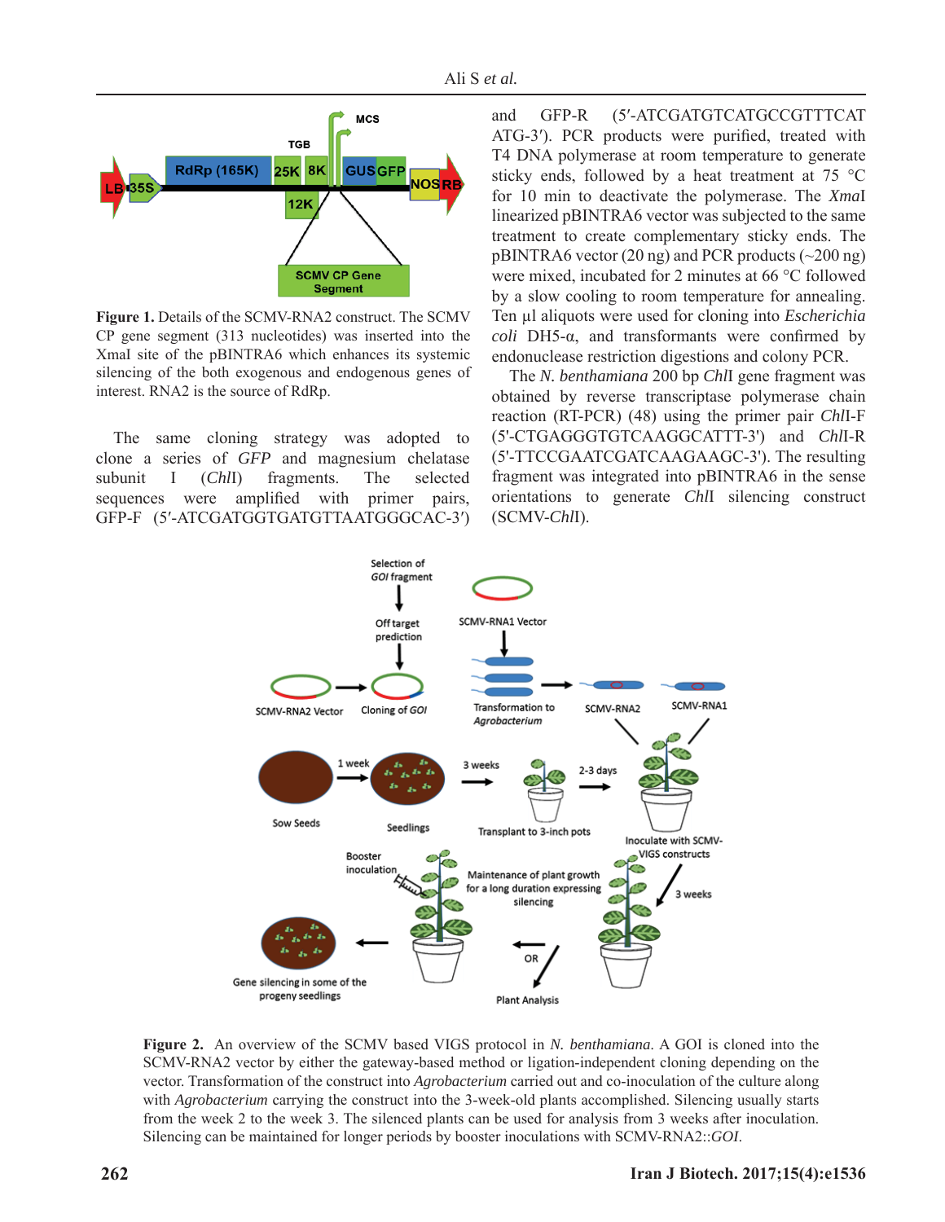**Figure 1.** Details of the SCMV-RNA2 construct. The SCMV CP gene segment (313 nucleotides) was inserted into the XmaI site of the pBINTRA6 which enhances its systemic silencing of the both exogenous and endogenous genes of interest. RNA2 is the source of RdRp.

The same cloning strategy was adopted to clone a series of *GFP* and magnesium chelatase subunit I (*Chl*I) fragments. The selected sequences were amplified with primer pairs, GFP-F (5′-ATCGATGGTGATGTTAATGGGCAC-3′) and GFP-R (5′-ATCGATGTCATGCCGTTTCATATG-3′). PCR products were purified, treated with T4 DNA polymerase at room temperature to generate sticky ends, followed by a heat treatment at 75 °C for 10 min to deactivate the polymerase. The *Xma*I linearized pBINTRA6 vector was subjected to the same treatment to create complementary sticky ends. The pBINTRA6 vector (20 ng) and PCR products (~200 ng) were mixed, incubated for 2 minutes at 66 °C followed by a slow cooling to room temperature for annealing. Ten µl aliquots were used for cloning into *Escherichia coli* DH5-α, and transformants were confirmed by endonuclease restriction digestions and colony PCR.

The *N. benthamiana* 200 bp *Chl*I gene fragment was obtained by reverse transcriptase polymerase chain reaction (RT-PCR) (48) using the primer pair *Chl*I-F (5'-CTGAGGGTGTCAAGGCATTT-3') and *Chl*I-R (5'-TTCCGAATCGATCAAGAAGC-3'). The resulting fragment was integrated into pBINTRA6 in the sense orientations to generate *Chl*I silencing construct (SCMV-*Chl*I).

**Figure 2.** An overview of the SCMV based VIGS protocol in *N. benthamiana*. A GOI is cloned into the SCMV-RNA2 vector by either the gateway-based method or ligation-independent cloning depending on the vector. Transformation of the construct into *Agrobacterium* carried out and co-inoculation of the culture along with *Agrobacterium* carrying the construct into the 3-week-old plants accomplished. Silencing usually starts from the week 2 to the week 3. The silenced plants can be used for analysis from 3 weeks after inoculation. Silencing can be maintained for longer periods by booster inoculations with SCMV-RNA2::*GOI*.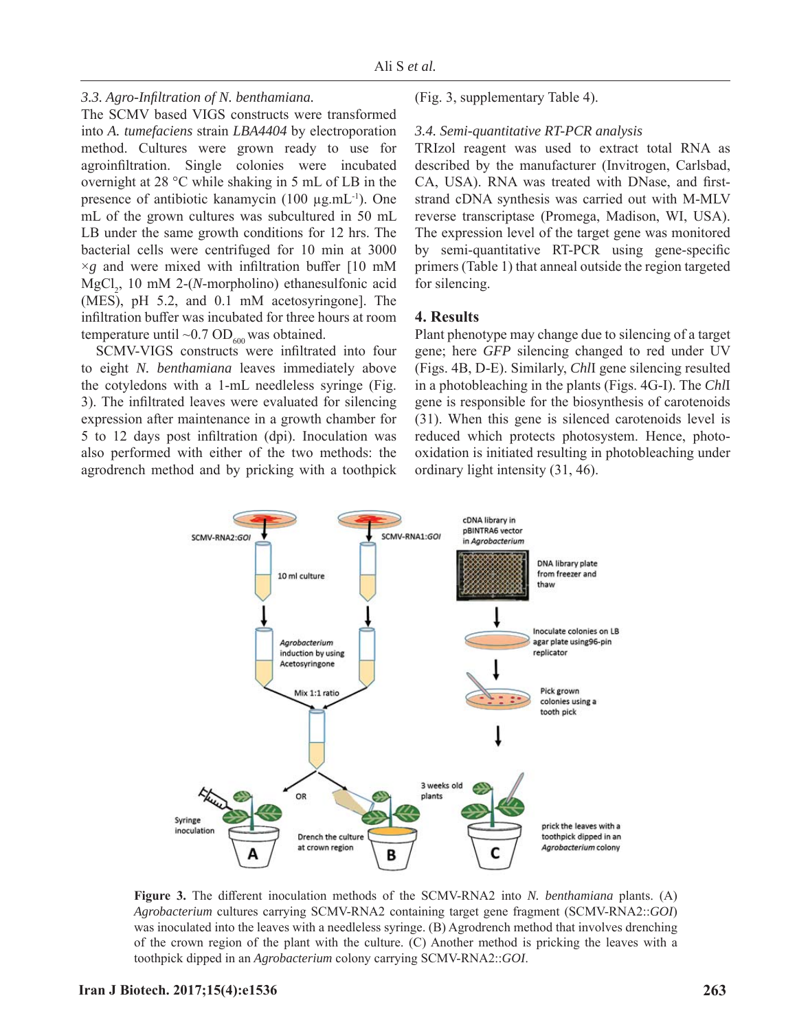### 3.3. Agro-Infiltration of *N. benthamiana.*

The SCMV based VIGS constructs were transformed into *A. tumefaciens* strain *LBA4404* by electroporation method. Cultures were grown ready to use for agroinfiltration. Single colonies were incubated overnight at 28 °C while shaking in 5 mL of LB in the presence of antibiotic kanamycin (100 μg.mL$^{-1}$). One mL of the grown cultures was subcultured in 50 mL LB under the same growth conditions for 12 hrs. The bacterial cells were centrifuged for 10 min at 3000 ×*g* and were mixed with infiltration buffer [10 mM $MgCl_2$, 10 mM 2-(*N*-morpholino) ethanesulfonic acid (MES), pH 5.2, and 0.1 mM acetosyringone]. The infiltration buffer was incubated for three hours at room temperature until ~0.7 $OD_{600}$ was obtained.

SCMV-VIGS constructs were infiltrated into four to eight *N. benthamiana* leaves immediately above the cotyledons with a 1-mL needleless syringe (Fig. 3). The infiltrated leaves were evaluated for silencing expression after maintenance in a growth chamber for 5 to 12 days post infiltration (dpi). Inoculation was also performed with either of the two methods: the agrodrench method and by pricking with a toothpick (Fig. 3, supplementary Table 4).

### 3.4. Semi-quantitative RT-PCR analysis

TRIzol reagent was used to extract total RNA as described by the manufacturer (Invitrogen, Carlsbad, CA, USA). RNA was treated with DNase, and first-strand cDNA synthesis was carried out with M-MLV reverse transcriptase (Promega, Madison, WI, USA). The expression level of the target gene was monitored by semi-quantitative RT-PCR using gene-specific primers (Table 1) that anneal outside the region targeted for silencing.

## 4. Results

Plant phenotype may change due to silencing of a target gene; here *GFP* silencing changed to red under UV (Figs. 4B, D-E). Similarly, *Chl*I gene silencing resulted in a photobleaching in the plants (Figs. 4G-I). The *Chl*I gene is responsible for the biosynthesis of carotenoids (31). When this gene is silenced carotenoids level is reduced which protects photosystem. Hence, photo-oxidation is initiated resulting in photobleaching under ordinary light intensity (31, 46).

**Figure 3.** The different inoculation methods of the SCMV-RNA2 into *N. benthamiana* plants. (A) *Agrobacterium* cultures carrying SCMV-RNA2 containing target gene fragment (SCMV-RNA2::*GOI*) was inoculated into the leaves with a needleless syringe. (B) Agrodrench method that involves drenching of the crown region of the plant with the culture. (C) Another method is pricking the leaves with a toothpick dipped in an *Agrobacterium* colony carrying SCMV-RNA2::*GOI*.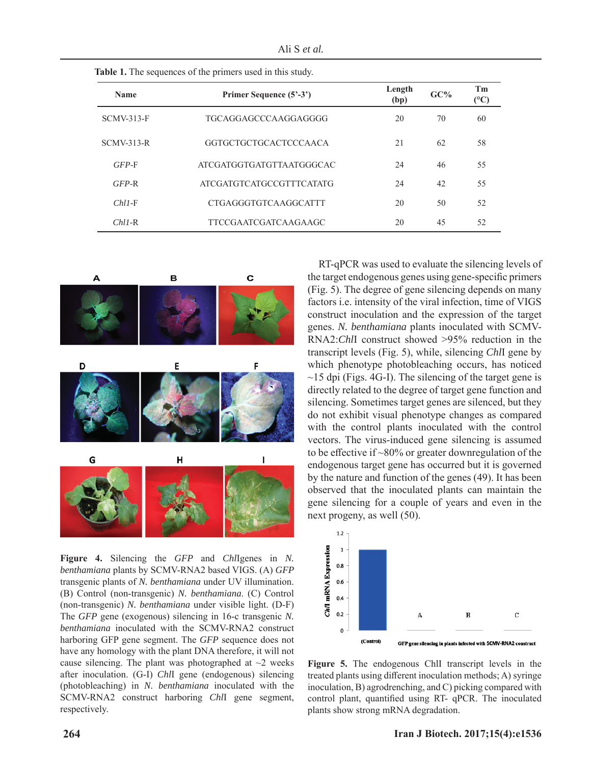**Table 1.** The sequences of the primers used in this study.

| Name | Primer Sequence (5'-3') | Length (bp) | GC% | Tm (°C) |
|---|---|---|---|---|
| SCMV-313-F | TGCAGGAGCCCAAGGAGGGG | 20 | 70 | 60 |
| SCMV-313-R | GGTGCTGCTGCACTCCCAACA | 21 | 62 | 58 |
| *GFP*-F | ATCGATGGTGATGTTAATGGGCAC | 24 | 46 | 55 |
| *GFP*-R | ATCGATGTCATGCCGTTTCATATG | 24 | 42 | 55 |
| *ChlI*-F | CTGAGGGTGTCAAGGCATTT | 20 | 50 | 52 |
| *ChlI*-R | TTCCGAATCGATCAAGAAGC | 20 | 45 | 52 |

**Figure 4.** Silencing the *GFP* and *ChlI*genes in *N. benthamiana* plants by SCMV-RNA2 based VIGS. (A) *GFP* transgenic plants of *N. benthamiana* under UV illumination. (B) Control (non-transgenic) *N. benthamiana*. (C) Control (non-transgenic) *N. benthamiana* under visible light. (D-F) The *GFP* gene (exogenous) silencing in 16-c transgenic *N. benthamiana* inoculated with the SCMV-RNA2 construct harboring GFP gene segment. The *GFP* sequence does not have any homology with the plant DNA therefore, it will not cause silencing. The plant was photographed at ~2 weeks after inoculation. (G-I) *ChlI* gene (endogenous) silencing (photobleaching) in *N. benthamiana* inoculated with the SCMV-RNA2 construct harboring *ChlI* gene segment, respectively.

RT-qPCR was used to evaluate the silencing levels of the target endogenous genes using gene-specific primers (Fig. 5). The degree of gene silencing depends on many factors i.e. intensity of the viral infection, time of VIGS construct inoculation and the expression of the target genes. *N. benthamiana* plants inoculated with SCMV-RNA2:*ChlI* construct showed >95% reduction in the transcript levels (Fig. 5), while, silencing *ChlI* gene by which phenotype photobleaching occurs, has noticed ~15 dpi (Figs. 4G-I). The silencing of the target gene is directly related to the degree of target gene function and silencing. Sometimes target genes are silenced, but they do not exhibit visual phenotype changes as compared with the control plants inoculated with the control vectors. The virus-induced gene silencing is assumed to be effective if ~80% or greater downregulation of the endogenous target gene has occurred but it is governed by the nature and function of the genes (49). It has been observed that the inoculated plants can maintain the gene silencing for a couple of years and even in the next progeny, as well (50).

**Figure 5.** The endogenous ChlI transcript levels in the treated plants using different inoculation methods; A) syringe inoculation, B) agrodrenching, and C) picking compared with control plant, quantified using RT- qPCR. The inoculated plants show strong mRNA degradation.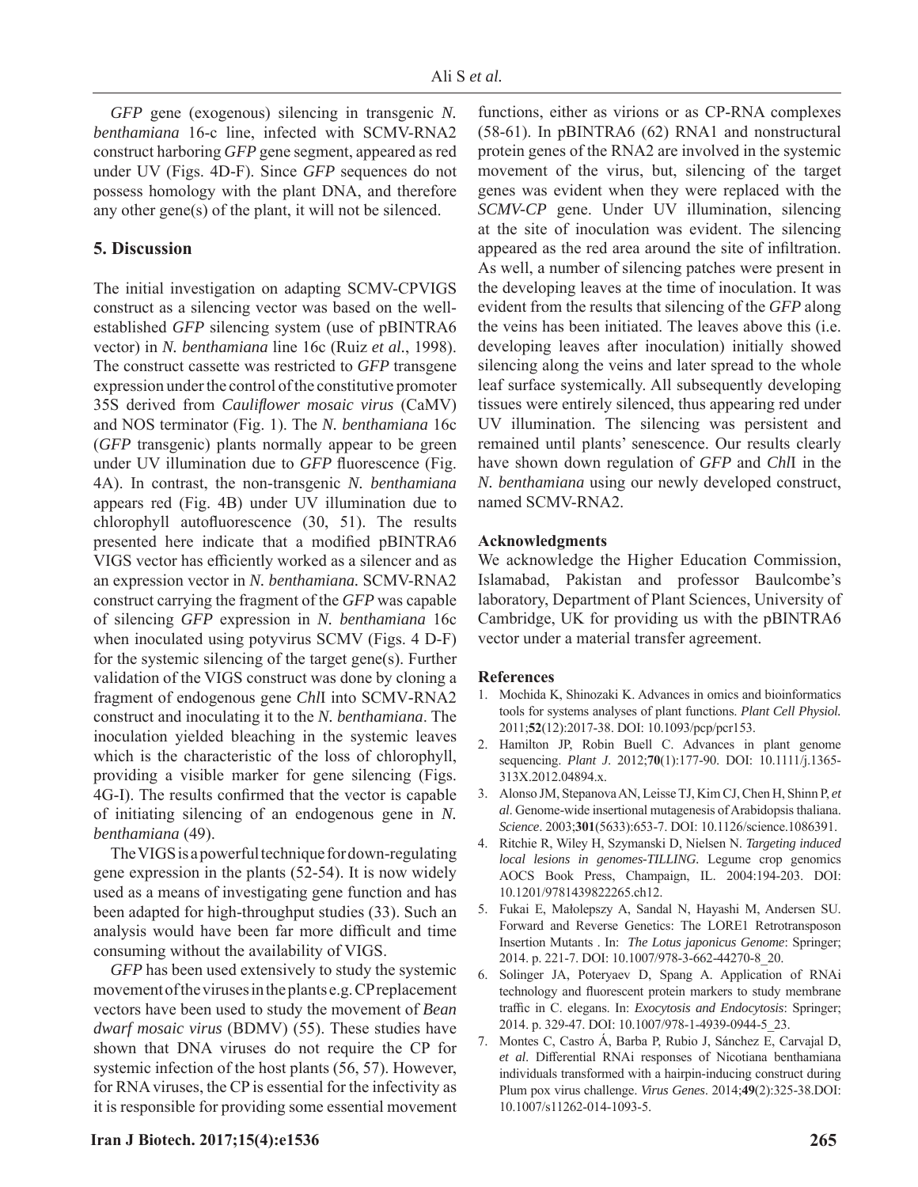*GFP* gene (exogenous) silencing in transgenic *N. benthamiana* 16-c line, infected with SCMV-RNA2 construct harboring *GFP* gene segment, appeared as red under UV (Figs. 4D-F). Since *GFP* sequences do not possess homology with the plant DNA, and therefore any other gene(s) of the plant, it will not be silenced.

## 5. Discussion

The initial investigation on adapting SCMV-CPVIGS construct as a silencing vector was based on the well-established *GFP* silencing system (use of pBINTRA6 vector) in *N. benthamiana* line 16c (Ruiz *et al.*, 1998). The construct cassette was restricted to *GFP* transgene expression under the control of the constitutive promoter 35S derived from *Cauliflower mosaic virus* (CaMV) and NOS terminator (Fig. 1). The *N. benthamiana* 16c (*GFP* transgenic) plants normally appear to be green under UV illumination due to *GFP* fluorescence (Fig. 4A). In contrast, the non-transgenic *N. benthamiana* appears red (Fig. 4B) under UV illumination due to chlorophyll autofluorescence (30, 51). The results presented here indicate that a modified pBINTRA6 VIGS vector has efficiently worked as a silencer and as an expression vector in *N. benthamiana.* SCMV-RNA2 construct carrying the fragment of the *GFP* was capable of silencing *GFP* expression in *N. benthamiana* 16c when inoculated using potyvirus SCMV (Figs. 4 D-F) for the systemic silencing of the target gene(s). Further validation of the VIGS construct was done by cloning a fragment of endogenous gene *Chl*I into SCMV-RNA2 construct and inoculating it to the *N. benthamiana*. The inoculation yielded bleaching in the systemic leaves which is the characteristic of the loss of chlorophyll, providing a visible marker for gene silencing (Figs. 4G-I). The results confirmed that the vector is capable of initiating silencing of an endogenous gene in *N. benthamiana* (49).

The VIGS is a powerful technique for down-regulating gene expression in the plants (52-54). It is now widely used as a means of investigating gene function and has been adapted for high-throughput studies (33). Such an analysis would have been far more difficult and time consuming without the availability of VIGS.

*GFP* has been used extensively to study the systemic movement of the viruses in the plants e.g. CP replacement vectors have been used to study the movement of *Bean dwarf mosaic virus* (BDMV) (55). These studies have shown that DNA viruses do not require the CP for systemic infection of the host plants (56, 57). However, for RNA viruses, the CP is essential for the infectivity as it is responsible for providing some essential movement functions, either as virions or as CP-RNA complexes (58-61). In pBINTRA6 (62) RNA1 and nonstructural protein genes of the RNA2 are involved in the systemic movement of the virus, but, silencing of the target genes was evident when they were replaced with the *SCMV-CP* gene. Under UV illumination, silencing at the site of inoculation was evident. The silencing appeared as the red area around the site of infiltration. As well, a number of silencing patches were present in the developing leaves at the time of inoculation. It was evident from the results that silencing of the *GFP* along the veins has been initiated. The leaves above this (i.e. developing leaves after inoculation) initially showed silencing along the veins and later spread to the whole leaf surface systemically. All subsequently developing tissues were entirely silenced, thus appearing red under UV illumination. The silencing was persistent and remained until plants' senescence. Our results clearly have shown down regulation of *GFP* and *Chl*I in the *N. benthamiana* using our newly developed construct, named SCMV-RNA2.

### Acknowledgments

We acknowledge the Higher Education Commission, Islamabad, Pakistan and professor Baulcombe's laboratory, Department of Plant Sciences, University of Cambridge, UK for providing us with the pBINTRA6 vector under a material transfer agreement.

### References

1. Mochida K, Shinozaki K. Advances in omics and bioinformatics tools for systems analyses of plant functions. *Plant Cell Physiol.* 2011;**52**(12):2017-38. DOI: 10.1093/pcp/pcr153.
2. Hamilton JP, Robin Buell C. Advances in plant genome sequencing. *Plant J*. 2012;**70**(1):177-90. DOI: 10.1111/j.1365-313X.2012.04894.x.
3. Alonso JM, Stepanova AN, Leisse TJ, Kim CJ, Chen H, Shinn P, *et al*. Genome-wide insertional mutagenesis of Arabidopsis thaliana. *Science*. 2003;**301**(5633):653-7. DOI: 10.1126/science.1086391.
4. Ritchie R, Wiley H, Szymanski D, Nielsen N. *Targeting induced local lesions in genomes-TILLING*. Legume crop genomics AOCS Book Press, Champaign, IL. 2004:194-203. DOI: 10.1201/9781439822265.ch12.
5. Fukai E, Małolepszy A, Sandal N, Hayashi M, Andersen SU. Forward and Reverse Genetics: The LORE1 Retrotransposon Insertion Mutants . In: *The Lotus japonicus Genome*: Springer; 2014. p. 221-7. DOI: 10.1007/978-3-662-44270-8_20.
6. Solinger JA, Poteryaev D, Spang A. Application of RNAi technology and fluorescent protein markers to study membrane traffic in C. elegans. In: *Exocytosis and Endocytosis*: Springer; 2014. p. 329-47. DOI: 10.1007/978-1-4939-0944-5_23.
7. Montes C, Castro Á, Barba P, Rubio J, Sánchez E, Carvajal D, *et al*. Differential RNAi responses of Nicotiana benthamiana individuals transformed with a hairpin-inducing construct during Plum pox virus challenge. *Virus Genes*. 2014;**49**(2):325-38.DOI: 10.1007/s11262-014-1093-5.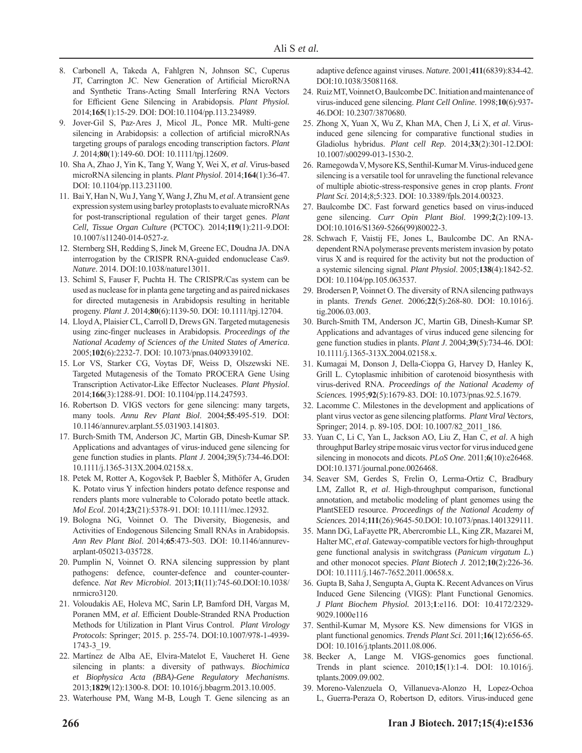8. Carbonell A, Takeda A, Fahlgren N, Johnson SC, Cuperus JT, Carrington JC. New Generation of Artificial MicroRNA and Synthetic Trans-Acting Small Interfering RNA Vectors for Efficient Gene Silencing in Arabidopsis. *Plant Physiol.* 2014;**165**(1):15-29. DOI: DOI:10.1104/pp.113.234989.
9. Jover-Gil S, Paz-Ares J, Micol JL, Ponce MR. Multi-gene silencing in Arabidopsis: a collection of artificial microRNAs targeting groups of paralogs encoding transcription factors. *Plant J*. 2014;**80**(1):149-60. DOI: 10.1111/tpj.12609.
10. Sha A, Zhao J, Yin K, Tang Y, Wang Y, Wei X, *et al*. Virus-based microRNA silencing in plants. *Plant Physiol*. 2014;**164**(1):36-47. DOI: 10.1104/pp.113.231100.
11. Bai Y, Han N, Wu J, Yang Y, Wang J, Zhu M, *et al*. A transient gene expression system using barley protoplasts to evaluate microRNAs for post-transcriptional regulation of their target genes. *Plant Cell, Tissue Organ Culture* (PCTOC). 2014;**119**(1):211-9.DOI: 10.1007/s11240-014-0527-z.
12. Sternberg SH, Redding S, Jinek M, Greene EC, Doudna JA. DNA interrogation by the CRISPR RNA-guided endonuclease Cas9. *Nature*. 2014. DOI:10.1038/nature13011.
13. Schiml S, Fauser F, Puchta H. The CRISPR/Cas system can be used as nuclease for in planta gene targeting and as paired nickases for directed mutagenesis in Arabidopsis resulting in heritable progeny. *Plant J*. 2014;**80**(6):1139-50. DOI: 10.1111/tpj.12704.
14. Lloyd A, Plaisier CL, Carroll D, Drews GN. Targeted mutagenesis using zinc-finger nucleases in Arabidopsis. *Proceedings of the National Academy of Sciences of the United States of America*. 2005;**102**(6):2232-7. DOI: 10.1073/pnas.0409339102.
15. Lor VS, Starker CG, Voytas DF, Weiss D, Olszewski NE. Targeted Mutagenesis of the Tomato PROCERA Gene Using Transcription Activator-Like Effector Nucleases. *Plant Physiol*. 2014;**166**(3):1288-91. DOI: 10.1104/pp.114.247593.
16. Robertson D. VIGS vectors for gene silencing: many targets, many tools. *Annu Rev Plant Biol*. 2004;**55**:495-519. DOI: 10.1146/annurev.arplant.55.031903.141803.
17. Burch-Smith TM, Anderson JC, Martin GB, Dinesh-Kumar SP. Applications and advantages of virus-induced gene silencing for gene function studies in plants. *Plant J*. 2004;*39*(5):734-46.DOI: 10.1111/j.1365-313X.2004.02158.x.
18. Petek M, Rotter A, Kogovšek P, Baebler Š, Mithöfer A, Gruden K. Potato virus Y infection hinders potato defence response and renders plants more vulnerable to Colorado potato beetle attack. *Mol Ecol*. 2014;**23**(21):5378-91. DOI: 10.1111/mec.12932.
19. Bologna NG, Voinnet O. The Diversity, Biogenesis, and Activities of Endogenous Silencing Small RNAs in Arabidopsis. *Ann Rev Plant Biol*. 2014;**65**:473-503. DOI: 10.1146/annurev-arplant-050213-035728.
20. Pumplin N, Voinnet O. RNA silencing suppression by plant pathogens: defence, counter-defence and counter-counter-defence. *Nat Rev Microbiol*. 2013;**11**(11):745-60.DOI:10.1038/nrmicro3120.
21. Voloudakis AE, Holeva MC, Sarin LP, Bamford DH, Vargas M, Poranen MM, *et al*. Efficient Double-Stranded RNA Production Methods for Utilization in Plant Virus Control. *Plant Virology Protocols*: Springer; 2015. p. 255-74. DOI:10.1007/978-1-4939-1743-3_19.
22. Martínez de Alba AE, Elvira-Matelot E, Vaucheret H. Gene silencing in plants: a diversity of pathways. *Biochimica et Biophysica Acta (BBA)-Gene Regulatory Mechanisms*. 2013;**1829**(12):1300-8. DOI: 10.1016/j.bbagrm.2013.10.005.
23. Waterhouse PM, Wang M-B, Lough T. Gene silencing as an adaptive defence against viruses. *Nature*. 2001;**411**(6839):834-42. DOI:10.1038/35081168.
24. Ruiz MT, Voinnet O, Baulcombe DC. Initiation and maintenance of virus-induced gene silencing. *Plant Cell Online*. 1998;**10**(6):937-46.DOI: 10.2307/3870680.
25. Zhong X, Yuan X, Wu Z, Khan MA, Chen J, Li X, *et al*. Virus-induced gene silencing for comparative functional studies in Gladiolus hybridus. *Plant cell Rep*. 2014;**33**(2):301-12.DOI: 10.1007/s00299-013-1530-2.
26. Ramegowda V, Mysore KS, Senthil-Kumar M. Virus-induced gene silencing is a versatile tool for unraveling the functional relevance of multiple abiotic-stress-responsive genes in crop plants. *Front Plant Sci.* 2014;8;5:323. DOI: 10.3389/fpls.2014.00323.
27. Baulcombe DC. Fast forward genetics based on virus-induced gene silencing. *Curr Opin Plant Biol*. 1999;**2**(2):109-13. DOI:10.1016/S1369-5266(99)80022-3.
28. Schwach F, Vaistij FE, Jones L, Baulcombe DC. An RNA-dependent RNA polymerase prevents meristem invasion by potato virus X and is required for the activity but not the production of a systemic silencing signal. *Plant Physiol*. 2005;**138**(4):1842-52. DOI: 10.1104/pp.105.063537.
29. Brodersen P, Voinnet O. The diversity of RNA silencing pathways in plants. *Trends Genet*. 2006;**22**(5):268-80. DOI: 10.1016/j.tig.2006.03.003.
30. Burch-Smith TM, Anderson JC, Martin GB, Dinesh-Kumar SP. Applications and advantages of virus induced gene silencing for gene function studies in plants. *Plant J*. 2004;**39**(5):734-46. DOI: 10.1111/j.1365-313X.2004.02158.x.
31. Kumagai M, Donson J, Della-Cioppa G, Harvey D, Hanley K, Grill L. Cytoplasmic inhibition of carotenoid biosynthesis with virus-derived RNA. *Proceedings of the National Academy of Sciences.* 1995;**92**(5):1679-83. DOI: 10.1073/pnas.92.5.1679.
32. Lacomme C. Milestones in the development and applications of plant virus vector as gene silencing platforms. *Plant Viral Vectors*, Springer; 2014. p. 89-105. DOI: 10.1007/82_2011_186.
33. Yuan C, Li C, Yan L, Jackson AO, Liu Z, Han C, *et al*. A high throughput Barley stripe mosaic virus vector for virus induced gene silencing in monocots and dicots. *PLoS One*. 2011;**6**(10):e26468. DOI:10.1371/journal.pone.0026468.
34. Seaver SM, Gerdes S, Frelin O, Lerma-Ortiz C, Bradbury LM, Zallot R, *et al*. High-throughput comparison, functional annotation, and metabolic modeling of plant genomes using the PlantSEED resource. *Proceedings of the National Academy of Sciences.* 2014;**111**(26):9645-50.DOI: 10.1073/pnas.1401329111.
35. Mann DG, LaFayette PR, Abercrombie LL, King ZR, Mazarei M, Halter MC, *et al*. Gateway-compatible vectors for high-throughput gene functional analysis in switchgrass (*Panicum virgatum L.*) and other monocot species. *Plant Biotech J.* 2012;**10**(2):226-36. DOI: 10.1111/j.1467-7652.2011.00658.x.
36. Gupta B, Saha J, Sengupta A, Gupta K. Recent Advances on Virus Induced Gene Silencing (VIGS): Plant Functional Genomics. *J Plant Biochem Physiol.* 2013;**1**:e116. DOI: 10.4172/2329-9029.1000e116
37. Senthil-Kumar M, Mysore KS. New dimensions for VIGS in plant functional genomics. *Trends Plant Sci.* 2011;**16**(12):656-65. DOI: 10.1016/j.tplants.2011.08.006.
38. Becker A, Lange M. VIGS-genomics goes functional. Trends in plant science. 2010;**15**(1):1-4. DOI: 10.1016/j.tplants.2009.09.002.
39. Moreno-Valenzuela O, Villanueva-Alonzo H, Lopez-Ochoa L, Guerra-Peraza O, Robertson D, editors. Virus-induced gene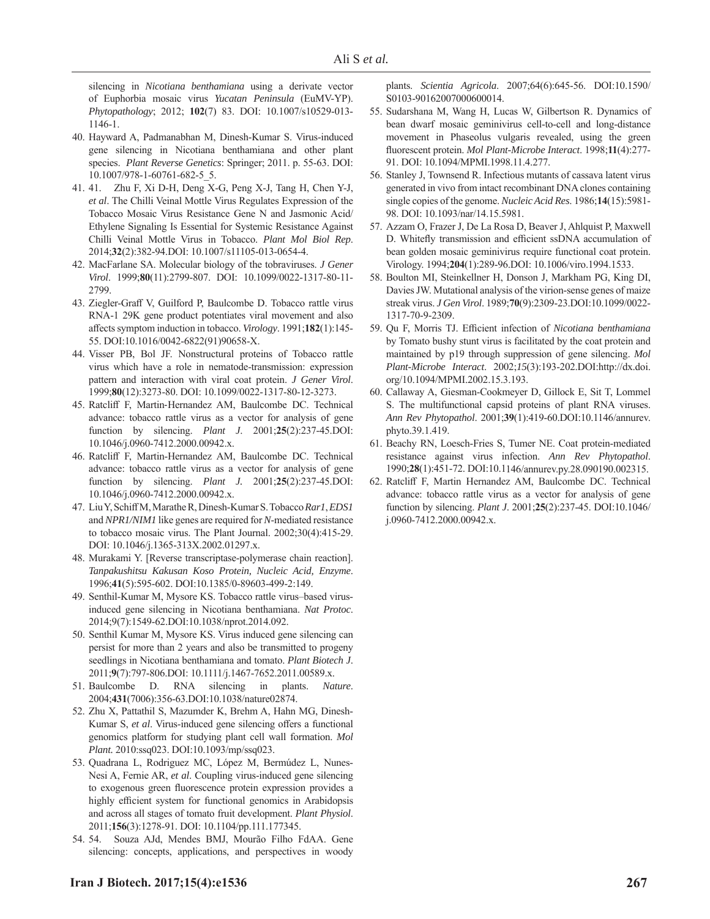silencing in *Nicotiana benthamiana* using a derivate vector of Euphorbia mosaic virus *Yucatan Peninsula* (EuMV-YP). *Phytopathology*; 2012; **102**(7) 83. DOI: 10.1007/s10529-013-1146-1.

40. Hayward A, Padmanabhan M, Dinesh-Kumar S. Virus-induced gene silencing in Nicotiana benthamiana and other plant species. *Plant Reverse Genetics*: Springer; 2011. p. 55-63. DOI: 10.1007/978-1-60761-682-5_5.
41. 41. Zhu F, Xi D-H, Deng X-G, Peng X-J, Tang H, Chen Y-J, *et al*. The Chilli Veinal Mottle Virus Regulates Expression of the Tobacco Mosaic Virus Resistance Gene N and Jasmonic Acid/Ethylene Signaling Is Essential for Systemic Resistance Against Chilli Veinal Mottle Virus in Tobacco. *Plant Mol Biol Rep*. 2014;**32**(2):382-94.DOI: 10.1007/s11105-013-0654-4.
42. MacFarlane SA. Molecular biology of the tobraviruses. *J Gener Virol*. 1999;**80**(11):2799-807. DOI: 10.1099/0022-1317-80-11-2799.
43. Ziegler-Graff V, Guilford P, Baulcombe D. Tobacco rattle virus RNA-1 29K gene product potentiates viral movement and also affects symptom induction in tobacco. *Virology*. 1991;**182**(1):145-55. DOI:10.1016/0042-6822(91)90658-X.
44. Visser PB, Bol JF. Nonstructural proteins of Tobacco rattle virus which have a role in nematode-transmission: expression pattern and interaction with viral coat protein. *J Gener Virol*. 1999;**80**(12):3273-80. DOI: 10.1099/0022-1317-80-12-3273.
45. Ratcliff F, Martin‐Hernandez AM, Baulcombe DC. Technical advance: tobacco rattle virus as a vector for analysis of gene function by silencing. *Plant J*. 2001;**25**(2):237-45.DOI: 10.1046/j.0960-7412.2000.00942.x.
46. Ratcliff F, Martin-Hernandez AM, Baulcombe DC. Technical advance: tobacco rattle virus as a vector for analysis of gene function by silencing. *Plant J.* 2001;**25**(2):237-45.DOI: 10.1046/j.0960-7412.2000.00942.x.
47. Liu Y, Schiff M, Marathe R, Dinesh-Kumar S. Tobacco *Rar1*, *EDS1* and *NPR1/NIM1* like genes are required for *N*-mediated resistance to tobacco mosaic virus. The Plant Journal. 2002;30(4):415-29. DOI: 10.1046/j.1365-313X.2002.01297.x.
48. Murakami Y. [Reverse transcriptase-polymerase chain reaction]. *Tanpakushitsu Kakusan Koso Protein, Nucleic Acid, Enzyme*. 1996;**41**(5):595-602. DOI:10.1385/0-89603-499-2:149.
49. Senthil-Kumar M, Mysore KS. Tobacco rattle virus–based virus-induced gene silencing in Nicotiana benthamiana. *Nat Protoc*. 2014;9(7):1549-62.DOI:10.1038/nprot.2014.092.
50. Senthil Kumar M, Mysore KS. Virus induced gene silencing can persist for more than 2 years and also be transmitted to progeny seedlings in Nicotiana benthamiana and tomato. *Plant Biotech J*. 2011;**9**(7):797-806.DOI: 10.1111/j.1467-7652.2011.00589.x.
51. Baulcombe D. RNA silencing in plants. *Nature*. 2004;**431**(7006):356-63.DOI:10.1038/nature02874.
52. Zhu X, Pattathil S, Mazumder K, Brehm A, Hahn MG, Dinesh-Kumar S, *et al*. Virus-induced gene silencing offers a functional genomics platform for studying plant cell wall formation. *Mol Plant*. 2010:ssq023. DOI:10.1093/mp/ssq023.
53. Quadrana L, Rodriguez MC, López M, Bermúdez L, Nunes-Nesi A, Fernie AR, *et al*. Coupling virus-induced gene silencing to exogenous green fluorescence protein expression provides a highly efficient system for functional genomics in Arabidopsis and across all stages of tomato fruit development. *Plant Physiol*. 2011;**156**(3):1278-91. DOI: 10.1104/pp.111.177345.
54. 54. Souza AJd, Mendes BMJ, Mourão Filho FdAA. Gene silencing: concepts, applications, and perspectives in woody plants. *Scientia Agricola*. 2007;64(6):645-56. DOI:10.1590/S0103-90162007000600014.
55. Sudarshana M, Wang H, Lucas W, Gilbertson R. Dynamics of bean dwarf mosaic geminivirus cell-to-cell and long-distance movement in Phaseolus vulgaris revealed, using the green fluorescent protein. *Mol Plant-Microbe Interact*. 1998;**11**(4):277-91. DOI: 10.1094/MPMI.1998.11.4.277.
56. Stanley J, Townsend R. Infectious mutants of cassava latent virus generated in vivo from intact recombinant DNA clones containing single copies of the genome. *Nucleic Acid Res*. 1986;**14**(15):5981-98. DOI: 10.1093/nar/14.15.5981.
57. Azzam O, Frazer J, De La Rosa D, Beaver J, Ahlquist P, Maxwell D. Whitefly transmission and efficient ssDNA accumulation of bean golden mosaic geminivirus require functional coat protein. Virology. 1994;**204**(1):289-96.DOI: 10.1006/viro.1994.1533.
58. Boulton MI, Steinkellner H, Donson J, Markham PG, King DI, Davies JW. Mutational analysis of the virion-sense genes of maize streak virus. *J Gen Virol*. 1989;**70**(9):2309-23.DOI:10.1099/0022-1317-70-9-2309.
59. Qu F, Morris TJ. Efficient infection of *Nicotiana benthamiana* by Tomato bushy stunt virus is facilitated by the coat protein and maintained by p19 through suppression of gene silencing. *Mol Plant-Microbe Interact*. 2002;*15*(3):193-202.DOI:http://dx.doi.org/10.1094/MPMI.2002.15.3.193.
60. Callaway A, Giesman-Cookmeyer D, Gillock E, Sit T, Lommel S. The multifunctional capsid proteins of plant RNA viruses. *Ann Rev Phytopathol*. 2001;**39**(1):419-60.DOI:10.1146/annurev.phyto.39.1.419.
61. Beachy RN, Loesch-Fries S, Tumer NE. Coat protein-mediated resistance against virus infection. *Ann Rev Phytopathol*. 1990;**28**(1):451-72. DOI:10.1146/annurev.py.28.090190.002315.
62. Ratcliff F, Martin Hernandez AM, Baulcombe DC. Technical advance: tobacco rattle virus as a vector for analysis of gene function by silencing. *Plant J*. 2001;**25**(2):237-45. DOI:10.1046/j.0960-7412.2000.00942.x.